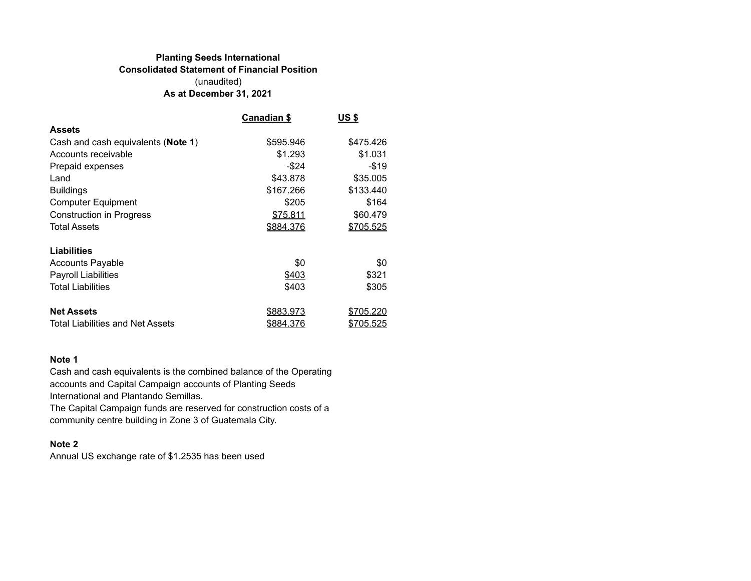**Planting Seeds International**
**Consolidated Statement of Financial Position**
(unaudited)
**As at December 31, 2021**

| | Canadian $ | US $ |
|---|---|---|
| **Assets** | | |
| Cash and cash equivalents (**Note 1**) | $595.946 | $475.426 |
| Accounts receivable | $1.293 | $1.031 |
| Prepaid expenses | -$24 | -$19 |
| Land | $43.878 | $35.005 |
| Buildings | $167.266 | $133.440 |
| Computer Equipment | $205 | $164 |
| Construction in Progress | $75.811 | $60.479 |
| Total Assets | $884.376 | $705.525 |
| | | |
| **Liabilities** | | |
| Accounts Payable | $0 | $0 |
| Payroll Liabilities | $403 | $321 |
| Total Liabilities | $403 | $305 |
| | | |
| **Net Assets** | $883.973 | $705.220 |
| Total Liabilities and Net Assets | $884.376 | $705.525 |

**Note 1**

Cash and cash equivalents is the combined balance of the Operating accounts and Capital Campaign accounts of Planting Seeds International and Plantando Semillas.
The Capital Campaign funds are reserved for construction costs of a community centre building in Zone 3 of Guatemala City.

**Note 2**

Annual US exchange rate of $1.2535 has been used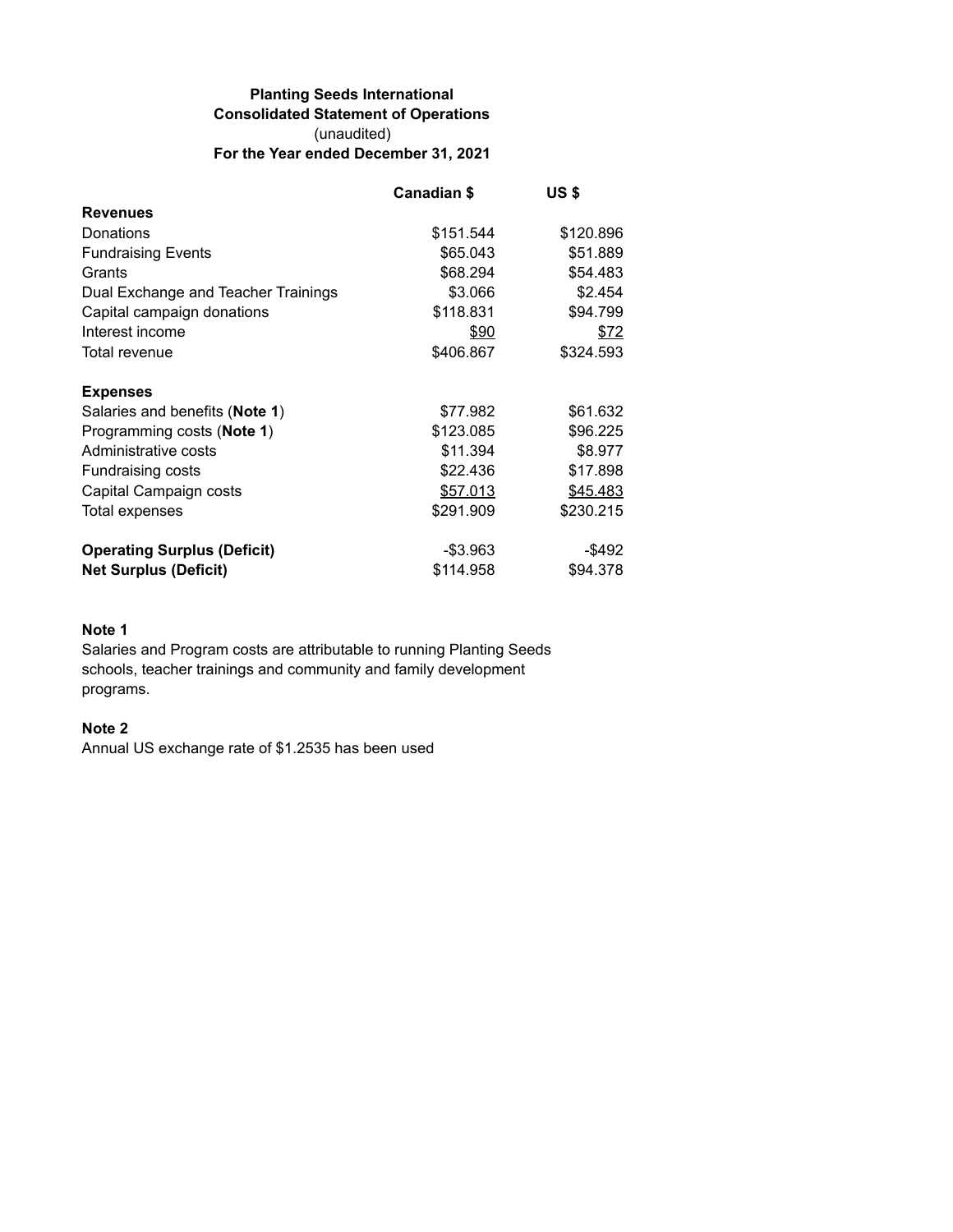**Planting Seeds International**
**Consolidated Statement of Operations**
(unaudited)
**For the Year ended December 31, 2021**

| | **Canadian $** | **US $** |
|---|---|---|
| **Revenues** | | |
| Donations | $151.544 | $120.896 |
| Fundraising Events | $65.043 | $51.889 |
| Grants | $68.294 | $54.483 |
| Dual Exchange and Teacher Trainings | $3.066 | $2.454 |
| Capital campaign donations | $118.831 | $94.799 |
| Interest income | $90 | $72 |
| Total revenue | $406.867 | $324.593 |
| **Expenses** | | |
| Salaries and benefits (**Note 1**) | $77.982 | $61.632 |
| Programming costs (**Note 1**) | $123.085 | $96.225 |
| Administrative costs | $11.394 | $8.977 |
| Fundraising costs | $22.436 | $17.898 |
| Capital Campaign costs | $57.013 | $45.483 |
| Total expenses | $291.909 | $230.215 |
| **Operating Surplus (Deficit)** | -$3.963 | -$492 |
| **Net Surplus (Deficit)** | $114.958 | $94.378 |

**Note 1**

Salaries and Program costs are attributable to running Planting Seeds schools, teacher trainings and community and family development programs.

**Note 2**

Annual US exchange rate of $1.2535 has been used